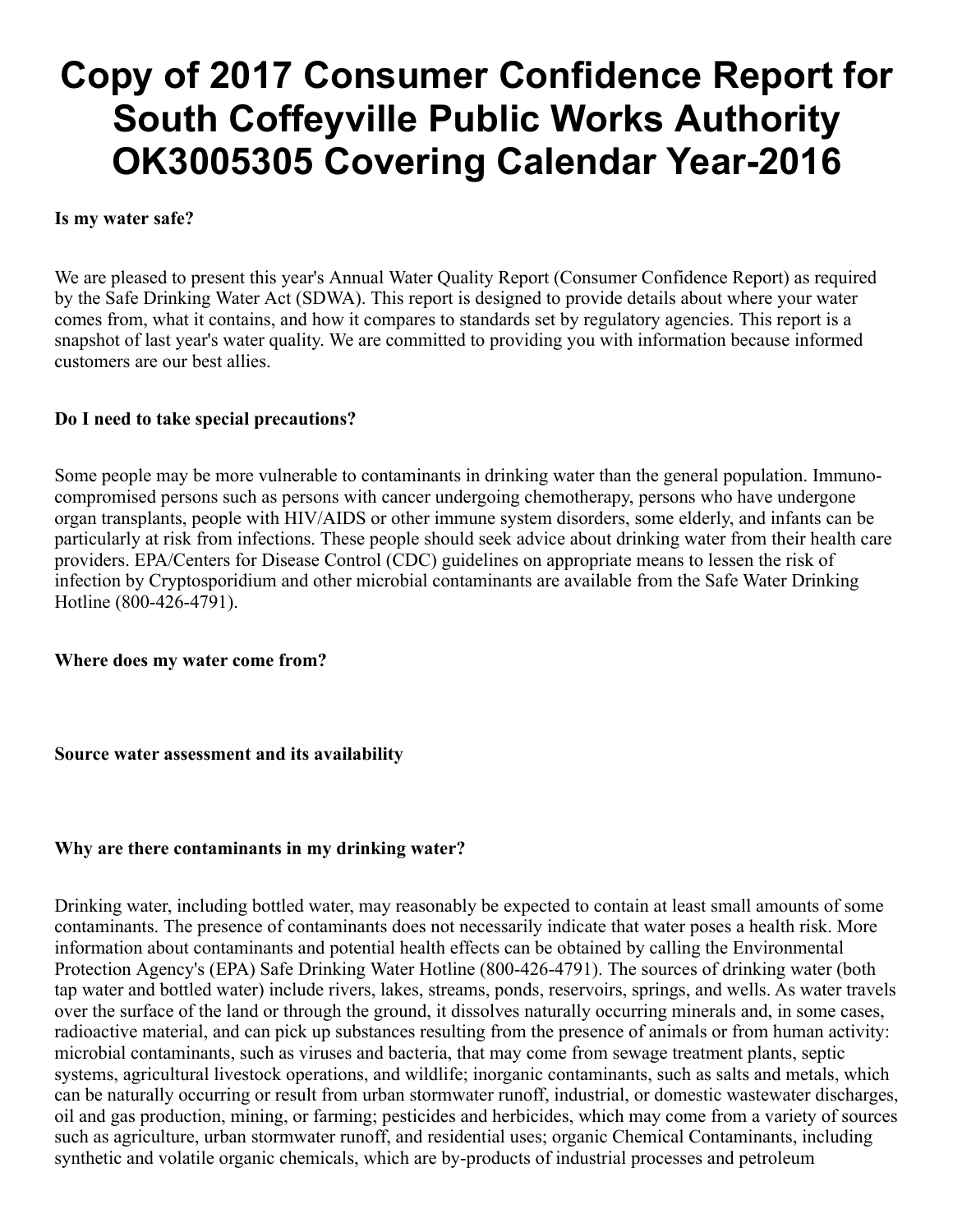# Copy of 2017 Consumer Confidence Report for South Coffeyville Public Works Authority OK3005305 Covering Calendar Year-2016

**Is my water safe?**

We are pleased to present this year's Annual Water Quality Report (Consumer Confidence Report) as required by the Safe Drinking Water Act (SDWA). This report is designed to provide details about where your water comes from, what it contains, and how it compares to standards set by regulatory agencies. This report is a snapshot of last year's water quality. We are committed to providing you with information because informed customers are our best allies.

**Do I need to take special precautions?**

Some people may be more vulnerable to contaminants in drinking water than the general population. Immuno-compromised persons such as persons with cancer undergoing chemotherapy, persons who have undergone organ transplants, people with HIV/AIDS or other immune system disorders, some elderly, and infants can be particularly at risk from infections. These people should seek advice about drinking water from their health care providers. EPA/Centers for Disease Control (CDC) guidelines on appropriate means to lessen the risk of infection by Cryptosporidium and other microbial contaminants are available from the Safe Water Drinking Hotline (800-426-4791).

**Where does my water come from?**

**Source water assessment and its availability**

**Why are there contaminants in my drinking water?**

Drinking water, including bottled water, may reasonably be expected to contain at least small amounts of some contaminants. The presence of contaminants does not necessarily indicate that water poses a health risk. More information about contaminants and potential health effects can be obtained by calling the Environmental Protection Agency's (EPA) Safe Drinking Water Hotline (800-426-4791). The sources of drinking water (both tap water and bottled water) include rivers, lakes, streams, ponds, reservoirs, springs, and wells. As water travels over the surface of the land or through the ground, it dissolves naturally occurring minerals and, in some cases, radioactive material, and can pick up substances resulting from the presence of animals or from human activity: microbial contaminants, such as viruses and bacteria, that may come from sewage treatment plants, septic systems, agricultural livestock operations, and wildlife; inorganic contaminants, such as salts and metals, which can be naturally occurring or result from urban stormwater runoff, industrial, or domestic wastewater discharges, oil and gas production, mining, or farming; pesticides and herbicides, which may come from a variety of sources such as agriculture, urban stormwater runoff, and residential uses; organic Chemical Contaminants, including synthetic and volatile organic chemicals, which are by-products of industrial processes and petroleum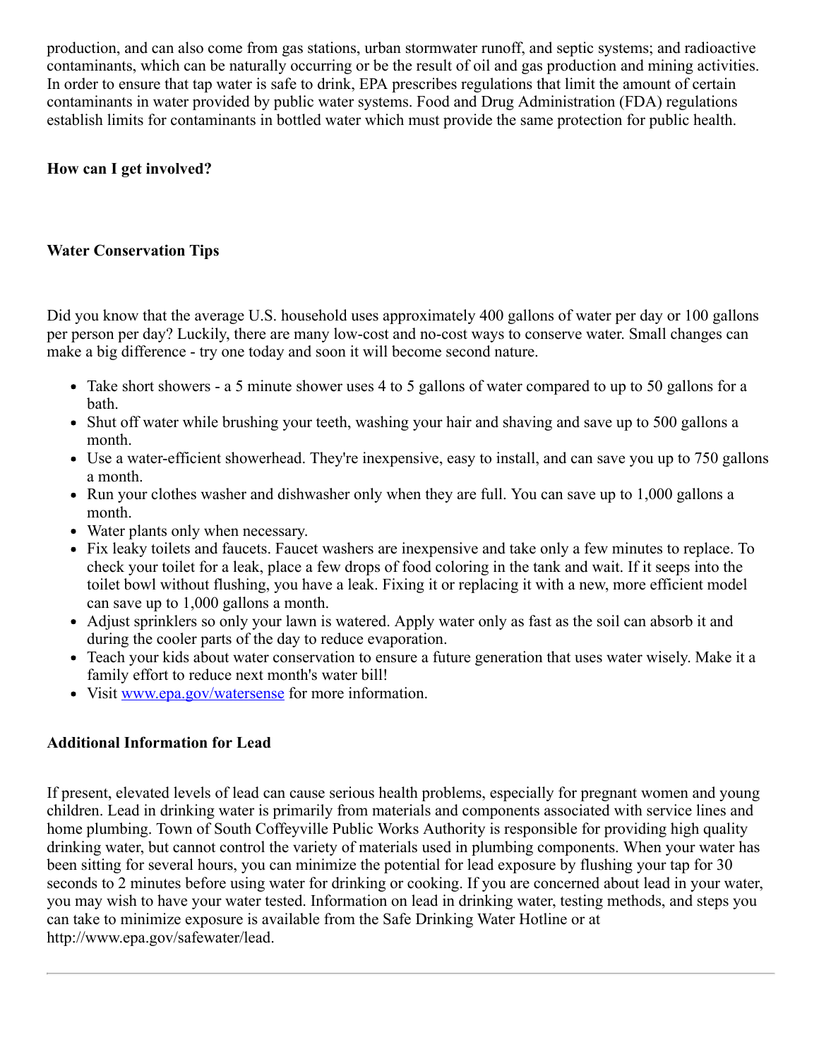production, and can also come from gas stations, urban stormwater runoff, and septic systems; and radioactive contaminants, which can be naturally occurring or be the result of oil and gas production and mining activities. In order to ensure that tap water is safe to drink, EPA prescribes regulations that limit the amount of certain contaminants in water provided by public water systems. Food and Drug Administration (FDA) regulations establish limits for contaminants in bottled water which must provide the same protection for public health.

**How can I get involved?**

**Water Conservation Tips**

Did you know that the average U.S. household uses approximately 400 gallons of water per day or 100 gallons per person per day? Luckily, there are many low-cost and no-cost ways to conserve water. Small changes can make a big difference - try one today and soon it will become second nature.

- Take short showers - a 5 minute shower uses 4 to 5 gallons of water compared to up to 50 gallons for a bath.
- Shut off water while brushing your teeth, washing your hair and shaving and save up to 500 gallons a month.
- Use a water-efficient showerhead. They're inexpensive, easy to install, and can save you up to 750 gallons a month.
- Run your clothes washer and dishwasher only when they are full. You can save up to 1,000 gallons a month.
- Water plants only when necessary.
- Fix leaky toilets and faucets. Faucet washers are inexpensive and take only a few minutes to replace. To check your toilet for a leak, place a few drops of food coloring in the tank and wait. If it seeps into the toilet bowl without flushing, you have a leak. Fixing it or replacing it with a new, more efficient model can save up to 1,000 gallons a month.
- Adjust sprinklers so only your lawn is watered. Apply water only as fast as the soil can absorb it and during the cooler parts of the day to reduce evaporation.
- Teach your kids about water conservation to ensure a future generation that uses water wisely. Make it a family effort to reduce next month's water bill!
- Visit [www.epa.gov/watersense](http://www.epa.gov/watersense) for more information.

**Additional Information for Lead**

If present, elevated levels of lead can cause serious health problems, especially for pregnant women and young children. Lead in drinking water is primarily from materials and components associated with service lines and home plumbing. Town of South Coffeyville Public Works Authority is responsible for providing high quality drinking water, but cannot control the variety of materials used in plumbing components. When your water has been sitting for several hours, you can minimize the potential for lead exposure by flushing your tap for 30 seconds to 2 minutes before using water for drinking or cooking. If you are concerned about lead in your water, you may wish to have your water tested. Information on lead in drinking water, testing methods, and steps you can take to minimize exposure is available from the Safe Drinking Water Hotline or at http://www.epa.gov/safewater/lead.

---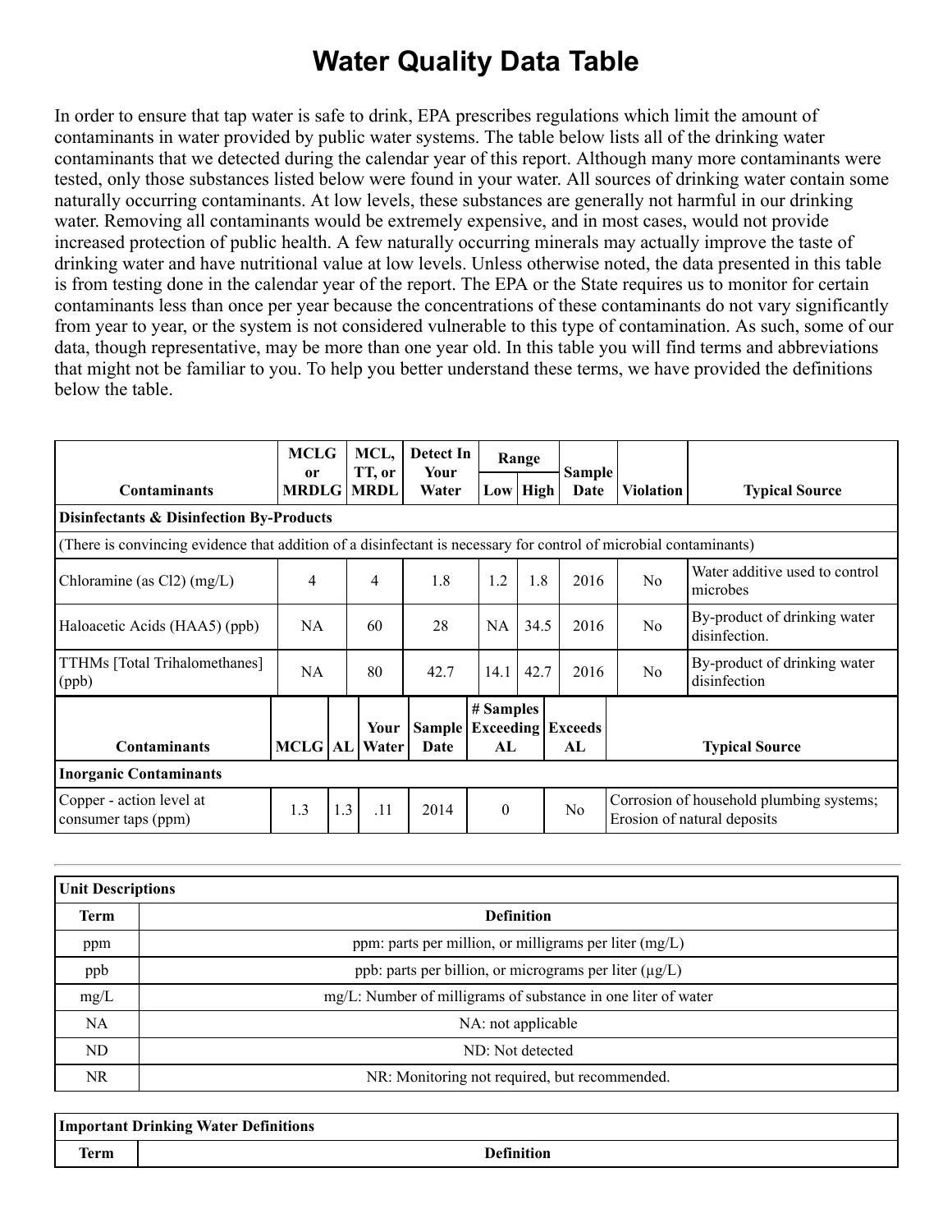# Water Quality Data Table

In order to ensure that tap water is safe to drink, EPA prescribes regulations which limit the amount of contaminants in water provided by public water systems. The table below lists all of the drinking water contaminants that we detected during the calendar year of this report. Although many more contaminants were tested, only those substances listed below were found in your water. All sources of drinking water contain some naturally occurring contaminants. At low levels, these substances are generally not harmful in our drinking water. Removing all contaminants would be extremely expensive, and in most cases, would not provide increased protection of public health. A few naturally occurring minerals may actually improve the taste of drinking water and have nutritional value at low levels. Unless otherwise noted, the data presented in this table is from testing done in the calendar year of the report. The EPA or the State requires us to monitor for certain contaminants less than once per year because the concentrations of these contaminants do not vary significantly from year to year, or the system is not considered vulnerable to this type of contamination. As such, some of our data, though representative, may be more than one year old. In this table you will find terms and abbreviations that might not be familiar to you. To help you better understand these terms, we have provided the definitions below the table.

| Contaminants | MCLG or MRDLG | MCL, TT, or MRDL | Detect In Your Water | Range | | Sample Date | Violation | Typical Source |
|---|---|---|---|---|---|---|---|---|
| | | | | Low | High | | | |
| **Disinfectants & Disinfection By-Products** | | | | | | | | |
| (There is convincing evidence that addition of a disinfectant is necessary for control of microbial contaminants) | | | | | | | | |
| Chloramine (as Cl2) (mg/L) | 4 | 4 | 1.8 | 1.2 | 1.8 | 2016 | No | Water additive used to control microbes |
| Haloacetic Acids (HAA5) (ppb) | NA | 60 | 28 | NA | 34.5 | 2016 | No | By-product of drinking water disinfection. |
| TTHMs [Total Trihalomethanes] (ppb) | NA | 80 | 42.7 | 14.1 | 42.7 | 2016 | No | By-product of drinking water disinfection |

| Contaminants | MCLG | AL | Your Water | Sample Date | # Samples Exceeding AL | Exceeds AL | Typical Source |
|---|---|---|---|---|---|---|---|
| **Inorganic Contaminants** | | | | | | | |
| Copper - action level at consumer taps (ppm) | 1.3 | 1.3 | .11 | 2014 | 0 | No | Corrosion of household plumbing systems; Erosion of natural deposits |

| Unit Descriptions | |
|---|---|
| **Term** | **Definition** |
| ppm | ppm: parts per million, or milligrams per liter (mg/L) |
| ppb | ppb: parts per billion, or micrograms per liter (µg/L) |
| mg/L | mg/L: Number of milligrams of substance in one liter of water |
| NA | NA: not applicable |
| ND | ND: Not detected |
| NR | NR: Monitoring not required, but recommended. |

| Important Drinking Water Definitions | |
|---|---|
| **Term** | **Definition** |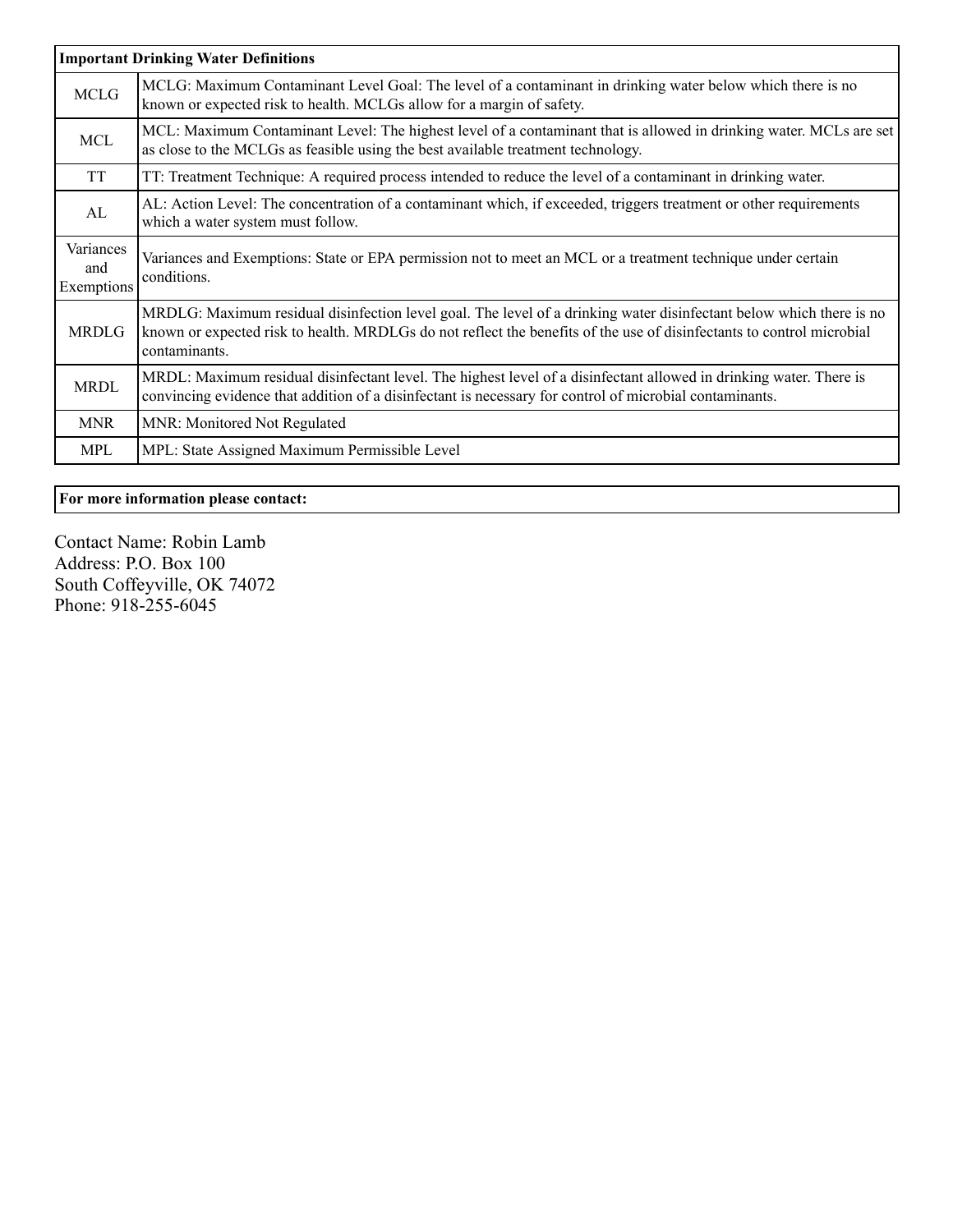| Important Drinking Water Definitions | |
|---|---|
| MCLG | MCLG: Maximum Contaminant Level Goal: The level of a contaminant in drinking water below which there is no known or expected risk to health. MCLGs allow for a margin of safety. |
| MCL | MCL: Maximum Contaminant Level: The highest level of a contaminant that is allowed in drinking water. MCLs are set as close to the MCLGs as feasible using the best available treatment technology. |
| TT | TT: Treatment Technique: A required process intended to reduce the level of a contaminant in drinking water. |
| AL | AL: Action Level: The concentration of a contaminant which, if exceeded, triggers treatment or other requirements which a water system must follow. |
| Variances and Exemptions | Variances and Exemptions: State or EPA permission not to meet an MCL or a treatment technique under certain conditions. |
| MRDLG | MRDLG: Maximum residual disinfection level goal. The level of a drinking water disinfectant below which there is no known or expected risk to health. MRDLGs do not reflect the benefits of the use of disinfectants to control microbial contaminants. |
| MRDL | MRDL: Maximum residual disinfectant level. The highest level of a disinfectant allowed in drinking water. There is convincing evidence that addition of a disinfectant is necessary for control of microbial contaminants. |
| MNR | MNR: Monitored Not Regulated |
| MPL | MPL: State Assigned Maximum Permissible Level |

**For more information please contact:**

Contact Name: Robin Lamb
Address: P.O. Box 100
South Coffeyville, OK 74072
Phone: 918-255-6045